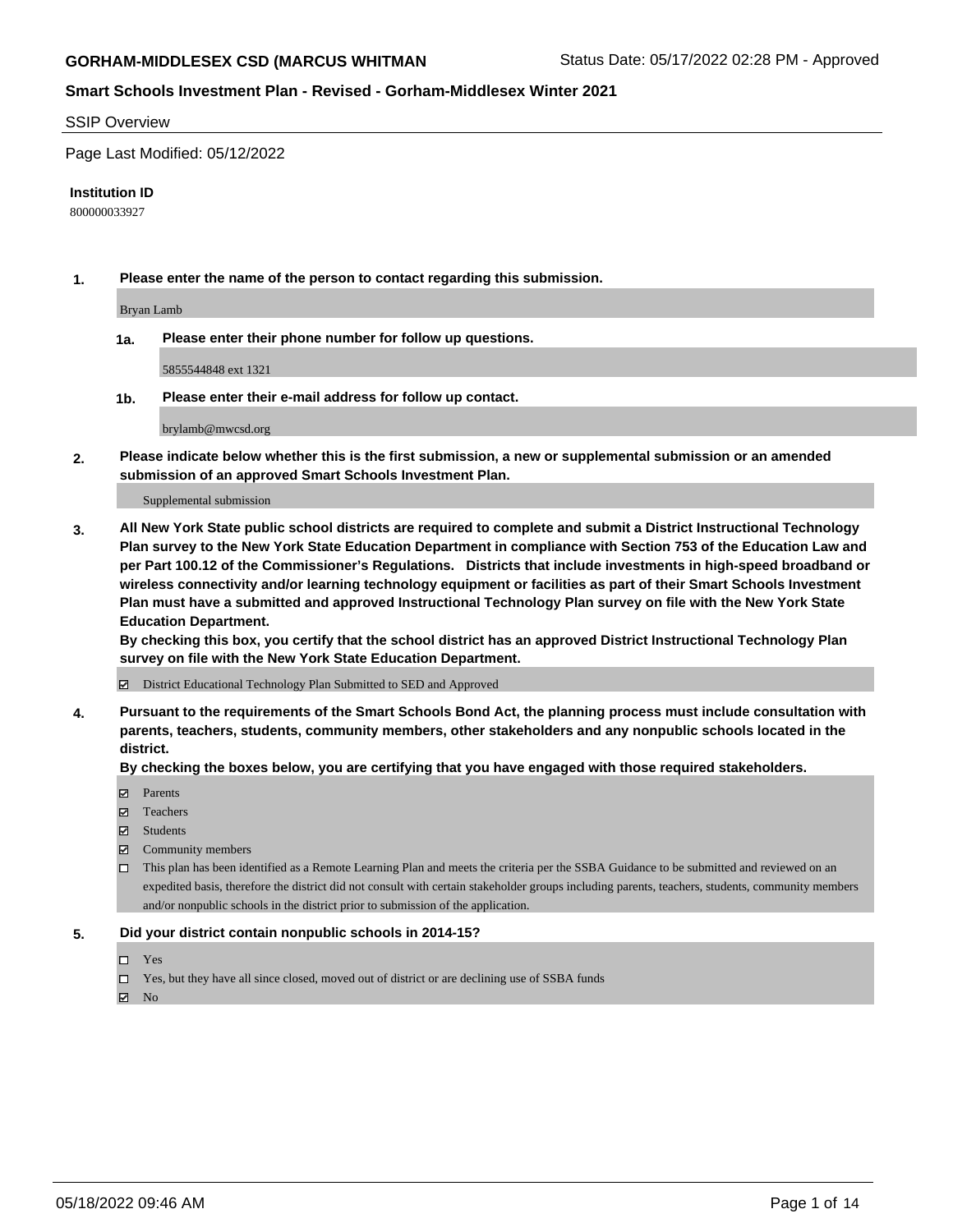**GORHAM-MIDDLESEX CSD (MARCUS WHITMAN** Status Date: 05/17/2022 02:28 PM - Approved

## Smart Schools Investment Plan - Revised - Gorham-Middlesex Winter 2021

SSIP Overview

Page Last Modified: 05/12/2022

**Institution ID**

800000033927

**1. Please enter the name of the person to contact regarding this submission.**

Bryan Lamb

**1a. Please enter their phone number for follow up questions.**

5855544848 ext 1321

**1b. Please enter their e-mail address for follow up contact.**

brylamb@mwcsd.org

**2. Please indicate below whether this is the first submission, a new or supplemental submission or an amended submission of an approved Smart Schools Investment Plan.**

Supplemental submission

**3. All New York State public school districts are required to complete and submit a District Instructional Technology Plan survey to the New York State Education Department in compliance with Section 753 of the Education Law and per Part 100.12 of the Commissioner's Regulations. Districts that include investments in high-speed broadband or wireless connectivity and/or learning technology equipment or facilities as part of their Smart Schools Investment Plan must have a submitted and approved Instructional Technology Plan survey on file with the New York State Education Department.**
**By checking this box, you certify that the school district has an approved District Instructional Technology Plan survey on file with the New York State Education Department.**

☑ District Educational Technology Plan Submitted to SED and Approved

**4. Pursuant to the requirements of the Smart Schools Bond Act, the planning process must include consultation with parents, teachers, students, community members, other stakeholders and any nonpublic schools located in the district.**
**By checking the boxes below, you are certifying that you have engaged with those required stakeholders.**

☑ Parents
☑ Teachers
☑ Students
☑ Community members
☐ This plan has been identified as a Remote Learning Plan and meets the criteria per the SSBA Guidance to be submitted and reviewed on an expedited basis, therefore the district did not consult with certain stakeholder groups including parents, teachers, students, community members and/or nonpublic schools in the district prior to submission of the application.

**5. Did your district contain nonpublic schools in 2014-15?**

☐ Yes
☐ Yes, but they have all since closed, moved out of district or are declining use of SSBA funds
☑ No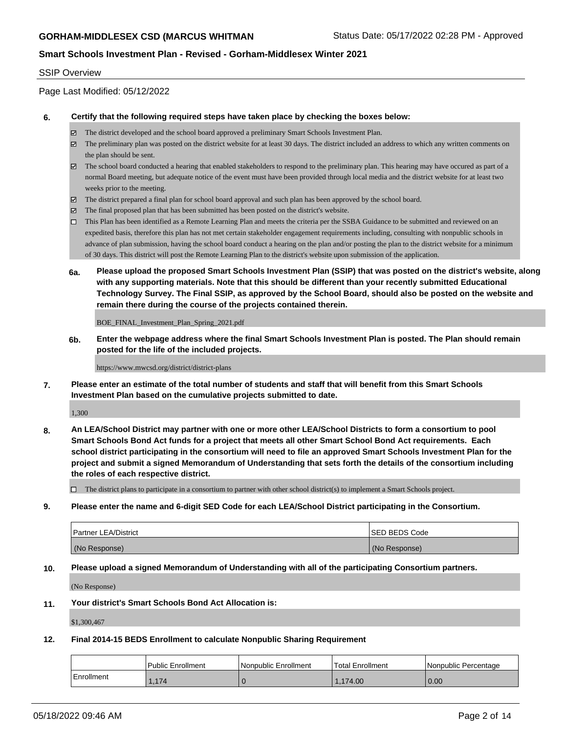SSIP Overview

Page Last Modified: 05/12/2022

**6. Certify that the following required steps have taken place by checking the boxes below:**

- ☑ The district developed and the school board approved a preliminary Smart Schools Investment Plan.
- ☑ The preliminary plan was posted on the district website for at least 30 days. The district included an address to which any written comments on the plan should be sent.
- ☑ The school board conducted a hearing that enabled stakeholders to respond to the preliminary plan. This hearing may have occured as part of a normal Board meeting, but adequate notice of the event must have been provided through local media and the district website for at least two weeks prior to the meeting.
- ☑ The district prepared a final plan for school board approval and such plan has been approved by the school board.
- ☑ The final proposed plan that has been submitted has been posted on the district's website.
- ☐ This Plan has been identified as a Remote Learning Plan and meets the criteria per the SSBA Guidance to be submitted and reviewed on an expedited basis, therefore this plan has not met certain stakeholder engagement requirements including, consulting with nonpublic schools in advance of plan submission, having the school board conduct a hearing on the plan and/or posting the plan to the district website for a minimum of 30 days. This district will post the Remote Learning Plan to the district's website upon submission of the application.

**6a. Please upload the proposed Smart Schools Investment Plan (SSIP) that was posted on the district's website, along with any supporting materials. Note that this should be different than your recently submitted Educational Technology Survey. The Final SSIP, as approved by the School Board, should also be posted on the website and remain there during the course of the projects contained therein.**

BOE_FINAL_Investment_Plan_Spring_2021.pdf

**6b. Enter the webpage address where the final Smart Schools Investment Plan is posted. The Plan should remain posted for the life of the included projects.**

https://www.mwcsd.org/district/district-plans

**7. Please enter an estimate of the total number of students and staff that will benefit from this Smart Schools Investment Plan based on the cumulative projects submitted to date.**

1,300

**8. An LEA/School District may partner with one or more other LEA/School Districts to form a consortium to pool Smart Schools Bond Act funds for a project that meets all other Smart School Bond Act requirements. Each school district participating in the consortium will need to file an approved Smart Schools Investment Plan for the project and submit a signed Memorandum of Understanding that sets forth the details of the consortium including the roles of each respective district.**

- ☐ The district plans to participate in a consortium to partner with other school district(s) to implement a Smart Schools project.

**9. Please enter the name and 6-digit SED Code for each LEA/School District participating in the Consortium.**

| Partner LEA/District | SED BEDS Code |
|---|---|
| (No Response) | (No Response) |

**10. Please upload a signed Memorandum of Understanding with all of the participating Consortium partners.**

(No Response)

**11. Your district's Smart Schools Bond Act Allocation is:**

$1,300,467

**12. Final 2014-15 BEDS Enrollment to calculate Nonpublic Sharing Requirement**

| | Public Enrollment | Nonpublic Enrollment | Total Enrollment | Nonpublic Percentage |
|---|---|---|---|---|
| Enrollment | 1,174 | 0 | 1,174.00 | 0.00 |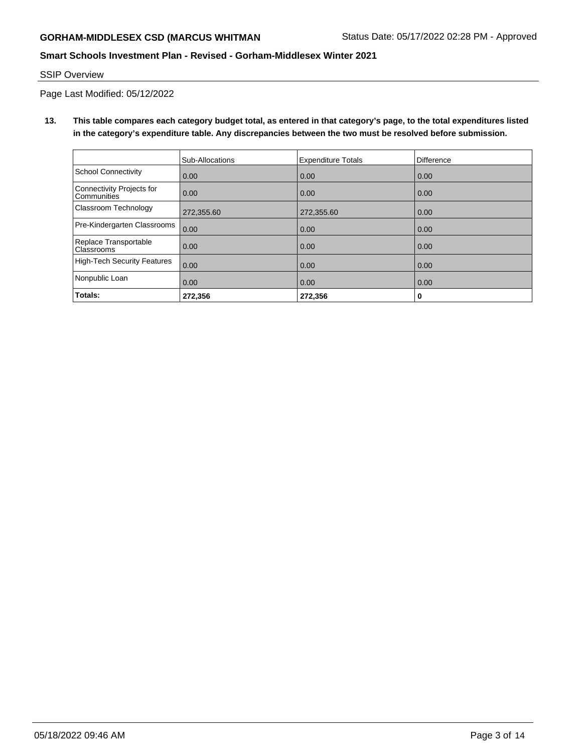SSIP Overview

Page Last Modified: 05/12/2022

**13. This table compares each category budget total, as entered in that category's page, to the total expenditures listed in the category's expenditure table. Any discrepancies between the two must be resolved before submission.**

| | Sub-Allocations | Expenditure Totals | Difference |
|---|---|---|---|
| School Connectivity | 0.00 | 0.00 | 0.00 |
| Connectivity Projects for Communities | 0.00 | 0.00 | 0.00 |
| Classroom Technology | 272,355.60 | 272,355.60 | 0.00 |
| Pre-Kindergarten Classrooms | 0.00 | 0.00 | 0.00 |
| Replace Transportable Classrooms | 0.00 | 0.00 | 0.00 |
| High-Tech Security Features | 0.00 | 0.00 | 0.00 |
| Nonpublic Loan | 0.00 | 0.00 | 0.00 |
| **Totals:** | **272,356** | **272,356** | **0** |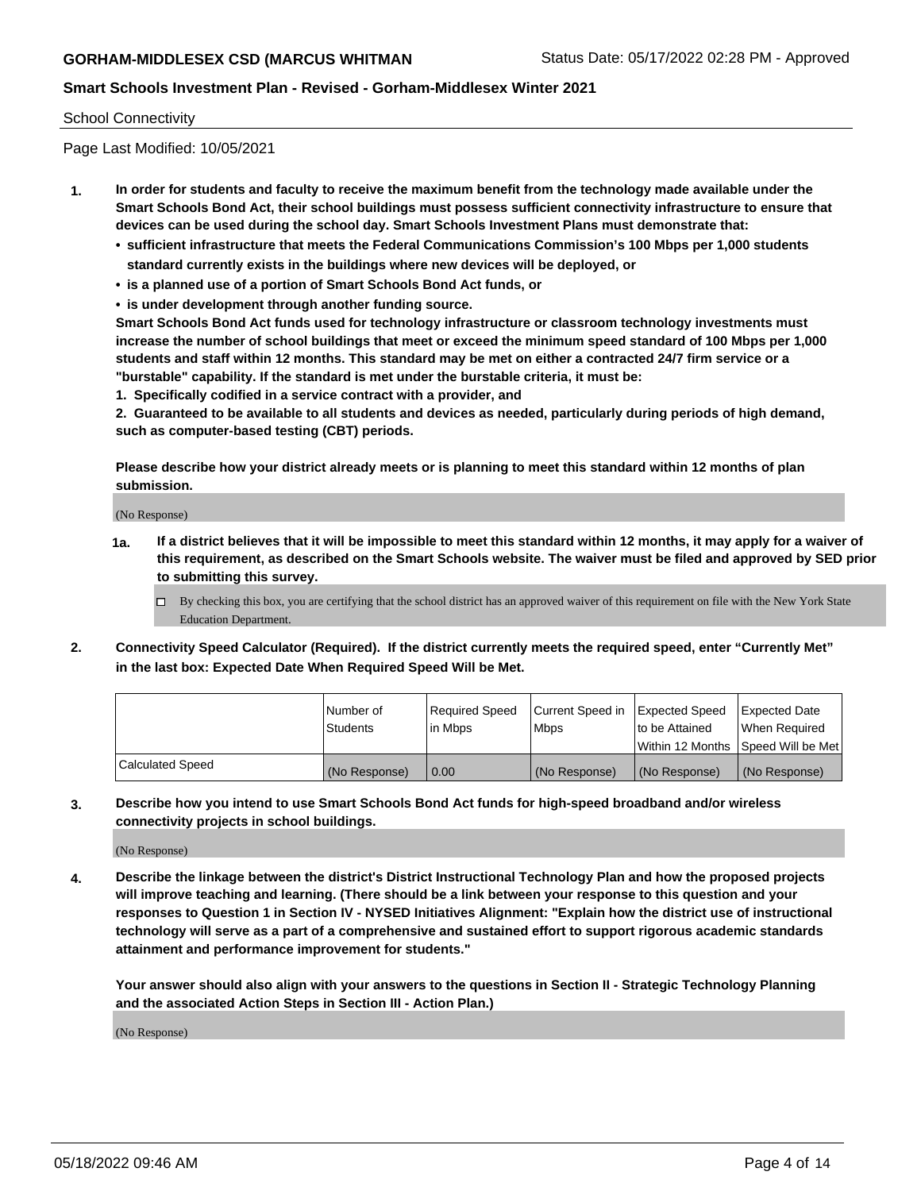School Connectivity

Page Last Modified: 10/05/2021

1. **In order for students and faculty to receive the maximum benefit from the technology made available under the Smart Schools Bond Act, their school buildings must possess sufficient connectivity infrastructure to ensure that devices can be used during the school day. Smart Schools Investment Plans must demonstrate that:**
   - **sufficient infrastructure that meets the Federal Communications Commission's 100 Mbps per 1,000 students standard currently exists in the buildings where new devices will be deployed, or**
   - **is a planned use of a portion of Smart Schools Bond Act funds, or**
   - **is under development through another funding source.**

   **Smart Schools Bond Act funds used for technology infrastructure or classroom technology investments must increase the number of school buildings that meet or exceed the minimum speed standard of 100 Mbps per 1,000 students and staff within 12 months. This standard may be met on either a contracted 24/7 firm service or a "burstable" capability. If the standard is met under the burstable criteria, it must be:**

   **1. Specifically codified in a service contract with a provider, and**

   **2. Guaranteed to be available to all students and devices as needed, particularly during periods of high demand, such as computer-based testing (CBT) periods.**

   **Please describe how your district already meets or is planning to meet this standard within 12 months of plan submission.**

   (No Response)

   **1a. If a district believes that it will be impossible to meet this standard within 12 months, it may apply for a waiver of this requirement, as described on the Smart Schools website. The waiver must be filed and approved by SED prior to submitting this survey.**

   ☐ By checking this box, you are certifying that the school district has an approved waiver of this requirement on file with the New York State Education Department.

2. **Connectivity Speed Calculator (Required). If the district currently meets the required speed, enter "Currently Met" in the last box: Expected Date When Required Speed Will be Met.**

|  | Number of Students | Required Speed in Mbps | Current Speed in Mbps | Expected Speed to be Attained Within 12 Months | Expected Date When Required Speed Will be Met |
|---|---|---|---|---|---|
| Calculated Speed | (No Response) | 0.00 | (No Response) | (No Response) | (No Response) |

3. **Describe how you intend to use Smart Schools Bond Act funds for high-speed broadband and/or wireless connectivity projects in school buildings.**

   (No Response)

4. **Describe the linkage between the district's District Instructional Technology Plan and how the proposed projects will improve teaching and learning. (There should be a link between your response to this question and your responses to Question 1 in Section IV - NYSED Initiatives Alignment: "Explain how the district use of instructional technology will serve as a part of a comprehensive and sustained effort to support rigorous academic standards attainment and performance improvement for students."**

   **Your answer should also align with your answers to the questions in Section II - Strategic Technology Planning and the associated Action Steps in Section III - Action Plan.)**

   (No Response)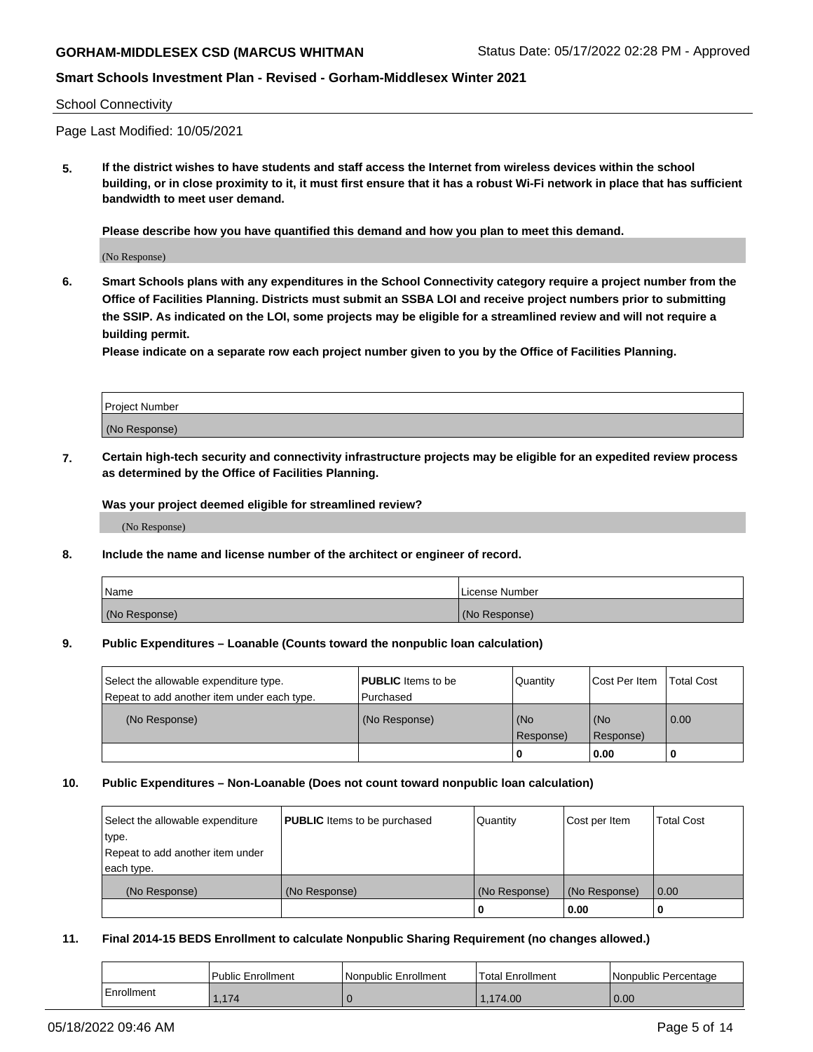School Connectivity

Page Last Modified: 10/05/2021

**5. If the district wishes to have students and staff access the Internet from wireless devices within the school building, or in close proximity to it, it must first ensure that it has a robust Wi-Fi network in place that has sufficient bandwidth to meet user demand.**

**Please describe how you have quantified this demand and how you plan to meet this demand.**

(No Response)

**6. Smart Schools plans with any expenditures in the School Connectivity category require a project number from the Office of Facilities Planning. Districts must submit an SSBA LOI and receive project numbers prior to submitting the SSIP. As indicated on the LOI, some projects may be eligible for a streamlined review and will not require a building permit.**
**Please indicate on a separate row each project number given to you by the Office of Facilities Planning.**

| Project Number |
|---|
| (No Response) |

**7. Certain high-tech security and connectivity infrastructure projects may be eligible for an expedited review process as determined by the Office of Facilities Planning.**

**Was your project deemed eligible for streamlined review?**

(No Response)

**8. Include the name and license number of the architect or engineer of record.**

| Name | License Number |
|---|---|
| (No Response) | (No Response) |

**9. Public Expenditures – Loanable (Counts toward the nonpublic loan calculation)**

| Select the allowable expenditure type. Repeat to add another item under each type. | **PUBLIC** Items to be Purchased | Quantity | Cost Per Item | Total Cost |
|---|---|---|---|---|
| (No Response) | (No Response) | (No Response) | (No Response) | 0.00 |
| | | 0 | 0.00 | 0 |

**10. Public Expenditures – Non-Loanable (Does not count toward nonpublic loan calculation)**

| Select the allowable expenditure type. Repeat to add another item under each type. | **PUBLIC** Items to be purchased | Quantity | Cost per Item | Total Cost |
|---|---|---|---|---|
| (No Response) | (No Response) | (No Response) | (No Response) | 0.00 |
| | | 0 | 0.00 | 0 |

**11. Final 2014-15 BEDS Enrollment to calculate Nonpublic Sharing Requirement (no changes allowed.)**

| | Public Enrollment | Nonpublic Enrollment | Total Enrollment | Nonpublic Percentage |
|---|---|---|---|---|
| Enrollment | 1,174 | 0 | 1,174.00 | 0.00 |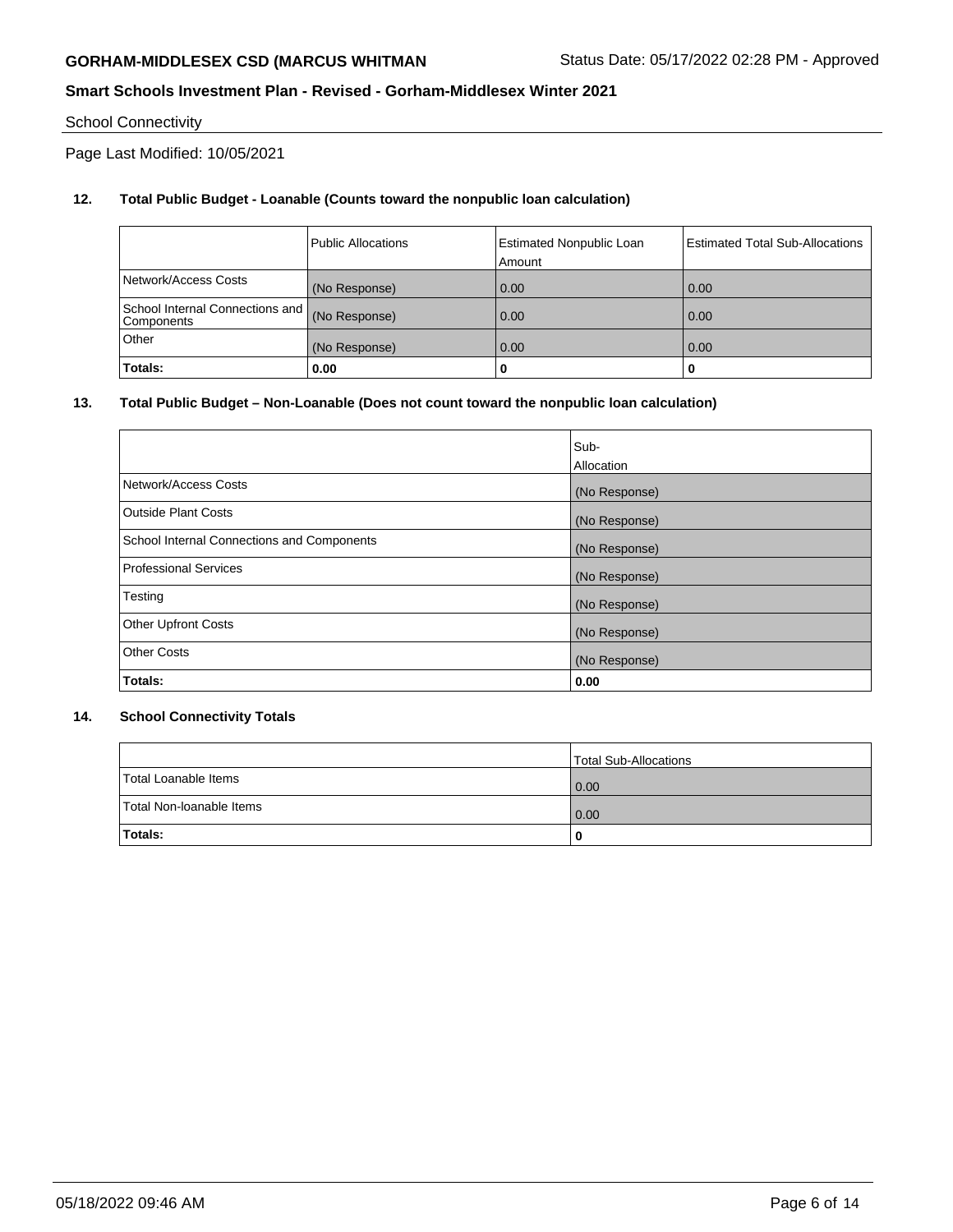School Connectivity

Page Last Modified: 10/05/2021

**12. Total Public Budget - Loanable (Counts toward the nonpublic loan calculation)**

| | Public Allocations | Estimated Nonpublic Loan Amount | Estimated Total Sub-Allocations |
|---|---|---|---|
| Network/Access Costs | (No Response) | 0.00 | 0.00 |
| School Internal Connections and Components | (No Response) | 0.00 | 0.00 |
| Other | (No Response) | 0.00 | 0.00 |
| **Totals:** | **0.00** | **0** | **0** |

**13. Total Public Budget – Non-Loanable (Does not count toward the nonpublic loan calculation)**

| | Sub-Allocation |
|---|---|
| Network/Access Costs | (No Response) |
| Outside Plant Costs | (No Response) |
| School Internal Connections and Components | (No Response) |
| Professional Services | (No Response) |
| Testing | (No Response) |
| Other Upfront Costs | (No Response) |
| Other Costs | (No Response) |
| **Totals:** | **0.00** |

**14. School Connectivity Totals**

| | Total Sub-Allocations |
|---|---|
| Total Loanable Items | 0.00 |
| Total Non-loanable Items | 0.00 |
| **Totals:** | **0** |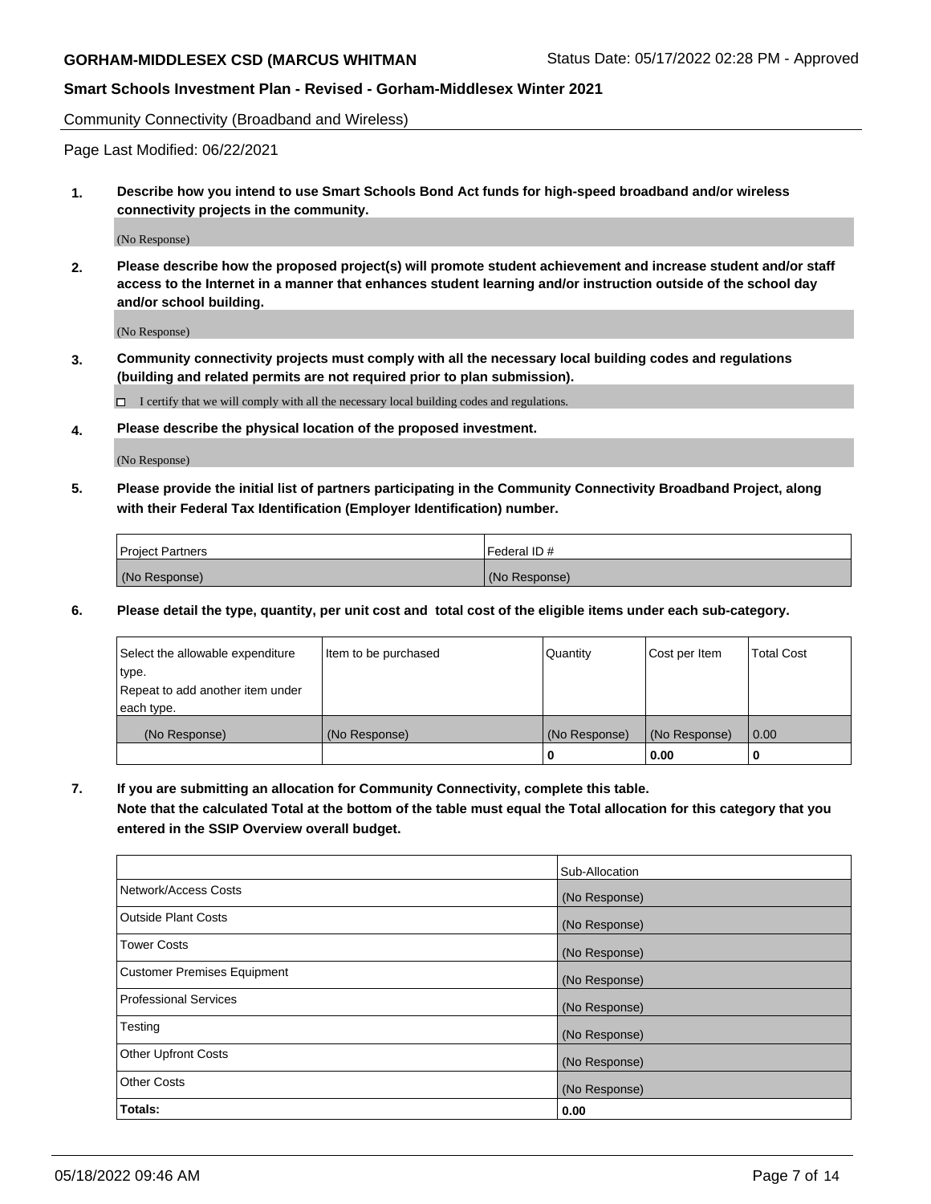Community Connectivity (Broadband and Wireless)

Page Last Modified: 06/22/2021

**1. Describe how you intend to use Smart Schools Bond Act funds for high-speed broadband and/or wireless connectivity projects in the community.**

(No Response)

**2. Please describe how the proposed project(s) will promote student achievement and increase student and/or staff access to the Internet in a manner that enhances student learning and/or instruction outside of the school day and/or school building.**

(No Response)

**3. Community connectivity projects must comply with all the necessary local building codes and regulations (building and related permits are not required prior to plan submission).**

☐ I certify that we will comply with all the necessary local building codes and regulations.

**4. Please describe the physical location of the proposed investment.**

(No Response)

**5. Please provide the initial list of partners participating in the Community Connectivity Broadband Project, along with their Federal Tax Identification (Employer Identification) number.**

| Project Partners | Federal ID # |
|---|---|
| (No Response) | (No Response) |

**6. Please detail the type, quantity, per unit cost and total cost of the eligible items under each sub-category.**

| Select the allowable expenditure type. Repeat to add another item under each type. | Item to be purchased | Quantity | Cost per Item | Total Cost |
|---|---|---|---|---|
| (No Response) | (No Response) | (No Response) | (No Response) | 0.00 |
| | | 0 | 0.00 | 0 |

**7. If you are submitting an allocation for Community Connectivity, complete this table. Note that the calculated Total at the bottom of the table must equal the Total allocation for this category that you entered in the SSIP Overview overall budget.**

| | Sub-Allocation |
|---|---|
| Network/Access Costs | (No Response) |
| Outside Plant Costs | (No Response) |
| Tower Costs | (No Response) |
| Customer Premises Equipment | (No Response) |
| Professional Services | (No Response) |
| Testing | (No Response) |
| Other Upfront Costs | (No Response) |
| Other Costs | (No Response) |
| **Totals:** | **0.00** |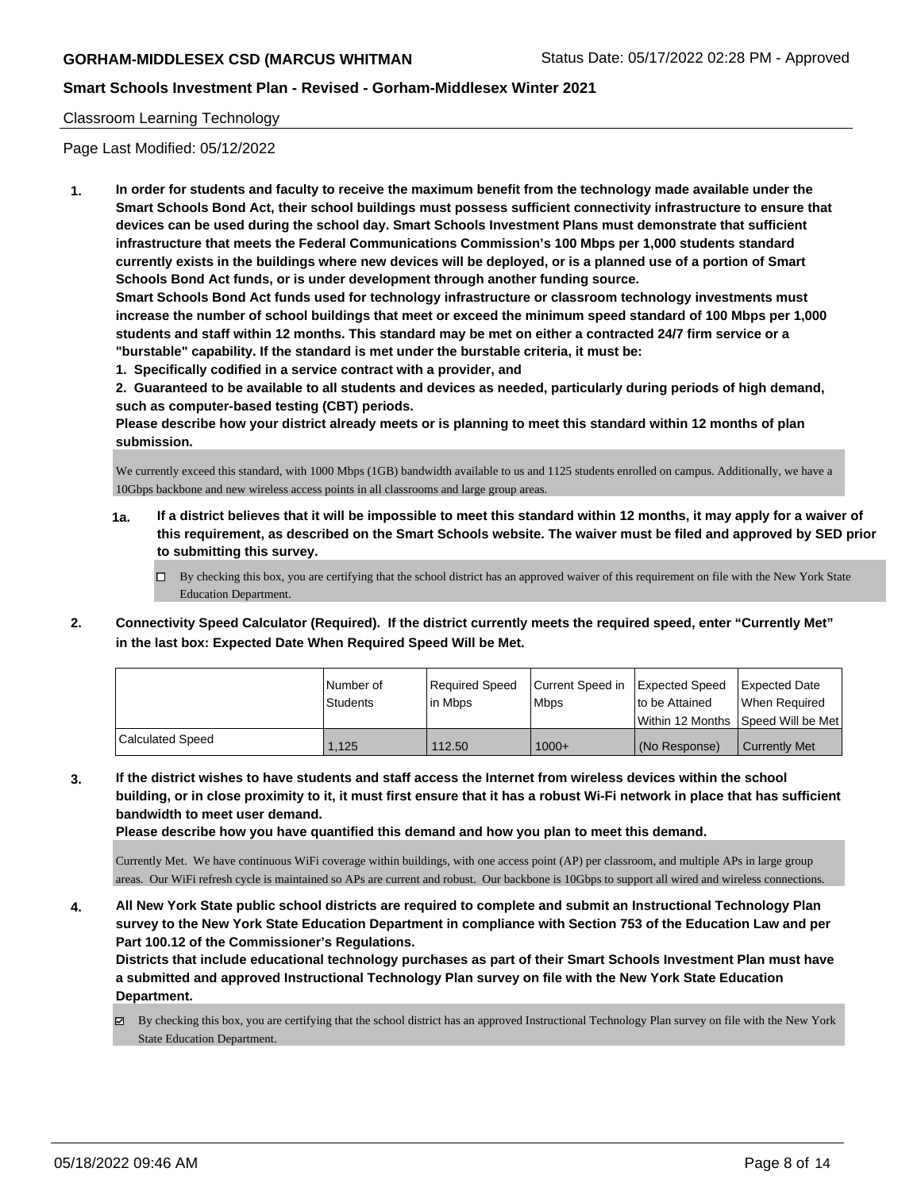## Classroom Learning Technology

Page Last Modified: 05/12/2022

**1. In order for students and faculty to receive the maximum benefit from the technology made available under the Smart Schools Bond Act, their school buildings must possess sufficient connectivity infrastructure to ensure that devices can be used during the school day. Smart Schools Investment Plans must demonstrate that sufficient infrastructure that meets the Federal Communications Commission's 100 Mbps per 1,000 students standard currently exists in the buildings where new devices will be deployed, or is a planned use of a portion of Smart Schools Bond Act funds, or is under development through another funding source.**

**Smart Schools Bond Act funds used for technology infrastructure or classroom technology investments must increase the number of school buildings that meet or exceed the minimum speed standard of 100 Mbps per 1,000 students and staff within 12 months. This standard may be met on either a contracted 24/7 firm service or a "burstable" capability. If the standard is met under the burstable criteria, it must be:**

**1. Specifically codified in a service contract with a provider, and**

**2. Guaranteed to be available to all students and devices as needed, particularly during periods of high demand, such as computer-based testing (CBT) periods.**

**Please describe how your district already meets or is planning to meet this standard within 12 months of plan submission.**

We currently exceed this standard, with 1000 Mbps (1GB) bandwidth available to us and 1125 students enrolled on campus. Additionally, we have a 10Gbps backbone and new wireless access points in all classrooms and large group areas.

**1a. If a district believes that it will be impossible to meet this standard within 12 months, it may apply for a waiver of this requirement, as described on the Smart Schools website. The waiver must be filed and approved by SED prior to submitting this survey.**

☐ By checking this box, you are certifying that the school district has an approved waiver of this requirement on file with the New York State Education Department.

**2. Connectivity Speed Calculator (Required). If the district currently meets the required speed, enter "Currently Met" in the last box: Expected Date When Required Speed Will be Met.**

| | Number of Students | Required Speed in Mbps | Current Speed in Mbps | Expected Speed to be Attained Within 12 Months | Expected Date When Required Speed Will be Met |
|---|---|---|---|---|---|
| Calculated Speed | 1,125 | 112.50 | 1000+ | (No Response) | Currently Met |

**3. If the district wishes to have students and staff access the Internet from wireless devices within the school building, or in close proximity to it, it must first ensure that it has a robust Wi-Fi network in place that has sufficient bandwidth to meet user demand.**

**Please describe how you have quantified this demand and how you plan to meet this demand.**

Currently Met. We have continuous WiFi coverage within buildings, with one access point (AP) per classroom, and multiple APs in large group areas. Our WiFi refresh cycle is maintained so APs are current and robust. Our backbone is 10Gbps to support all wired and wireless connections.

**4. All New York State public school districts are required to complete and submit an Instructional Technology Plan survey to the New York State Education Department in compliance with Section 753 of the Education Law and per Part 100.12 of the Commissioner's Regulations.**

**Districts that include educational technology purchases as part of their Smart Schools Investment Plan must have a submitted and approved Instructional Technology Plan survey on file with the New York State Education Department.**

☑ By checking this box, you are certifying that the school district has an approved Instructional Technology Plan survey on file with the New York State Education Department.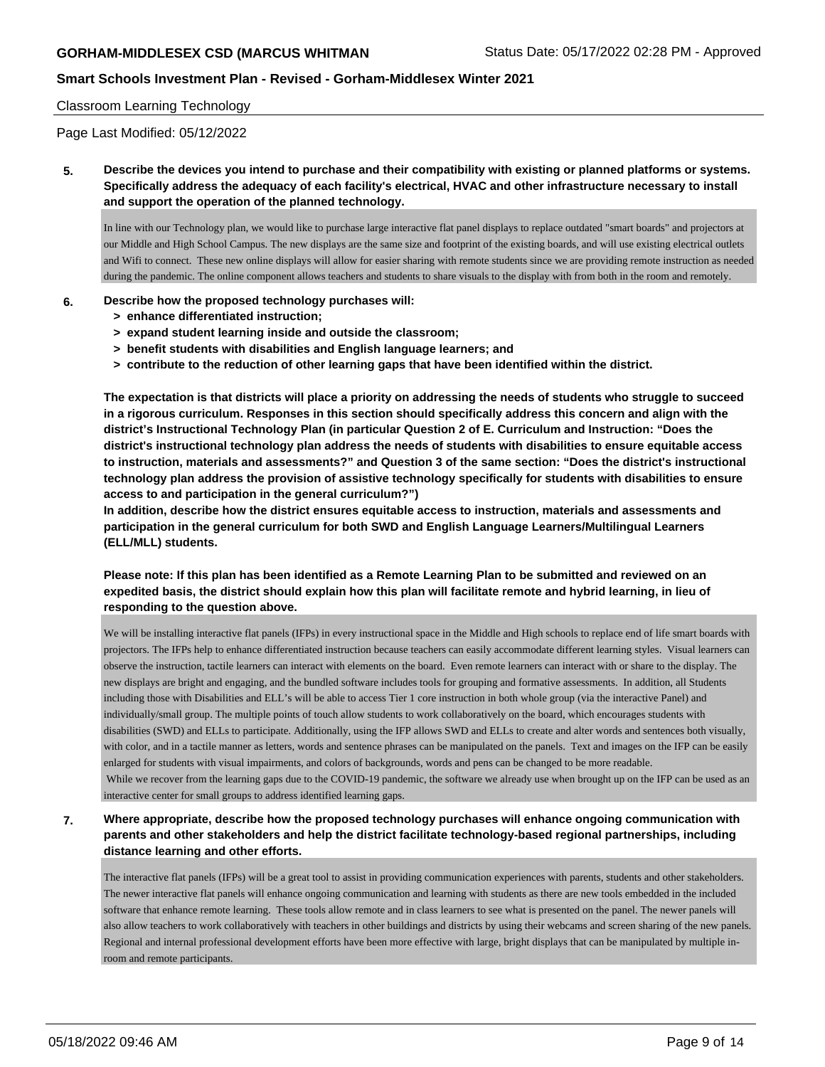## Classroom Learning Technology

Page Last Modified: 05/12/2022

**5. Describe the devices you intend to purchase and their compatibility with existing or planned platforms or systems. Specifically address the adequacy of each facility's electrical, HVAC and other infrastructure necessary to install and support the operation of the planned technology.**

In line with our Technology plan, we would like to purchase large interactive flat panel displays to replace outdated "smart boards" and projectors at our Middle and High School Campus. The new displays are the same size and footprint of the existing boards, and will use existing electrical outlets and Wifi to connect. These new online displays will allow for easier sharing with remote students since we are providing remote instruction as needed during the pandemic. The online component allows teachers and students to share visuals to the display with from both in the room and remotely.

**6. Describe how the proposed technology purchases will:**
- **> enhance differentiated instruction;**
- **> expand student learning inside and outside the classroom;**
- **> benefit students with disabilities and English language learners; and**
- **> contribute to the reduction of other learning gaps that have been identified within the district.**

**The expectation is that districts will place a priority on addressing the needs of students who struggle to succeed in a rigorous curriculum. Responses in this section should specifically address this concern and align with the district's Instructional Technology Plan (in particular Question 2 of E. Curriculum and Instruction: "Does the district's instructional technology plan address the needs of students with disabilities to ensure equitable access to instruction, materials and assessments?" and Question 3 of the same section: "Does the district's instructional technology plan address the provision of assistive technology specifically for students with disabilities to ensure access to and participation in the general curriculum?")**
**In addition, describe how the district ensures equitable access to instruction, materials and assessments and participation in the general curriculum for both SWD and English Language Learners/Multilingual Learners (ELL/MLL) students.**

**Please note: If this plan has been identified as a Remote Learning Plan to be submitted and reviewed on an expedited basis, the district should explain how this plan will facilitate remote and hybrid learning, in lieu of responding to the question above.**

We will be installing interactive flat panels (IFPs) in every instructional space in the Middle and High schools to replace end of life smart boards with projectors. The IFPs help to enhance differentiated instruction because teachers can easily accommodate different learning styles. Visual learners can observe the instruction, tactile learners can interact with elements on the board. Even remote learners can interact with or share to the display. The new displays are bright and engaging, and the bundled software includes tools for grouping and formative assessments. In addition, all Students including those with Disabilities and ELL's will be able to access Tier 1 core instruction in both whole group (via the interactive Panel) and individually/small group. The multiple points of touch allow students to work collaboratively on the board, which encourages students with disabilities (SWD) and ELLs to participate. Additionally, using the IFP allows SWD and ELLs to create and alter words and sentences both visually, with color, and in a tactile manner as letters, words and sentence phrases can be manipulated on the panels. Text and images on the IFP can be easily enlarged for students with visual impairments, and colors of backgrounds, words and pens can be changed to be more readable.
While we recover from the learning gaps due to the COVID-19 pandemic, the software we already use when brought up on the IFP can be used as an interactive center for small groups to address identified learning gaps.

**7. Where appropriate, describe how the proposed technology purchases will enhance ongoing communication with parents and other stakeholders and help the district facilitate technology-based regional partnerships, including distance learning and other efforts.**

The interactive flat panels (IFPs) will be a great tool to assist in providing communication experiences with parents, students and other stakeholders. The newer interactive flat panels will enhance ongoing communication and learning with students as there are new tools embedded in the included software that enhance remote learning. These tools allow remote and in class learners to see what is presented on the panel. The newer panels will also allow teachers to work collaboratively with teachers in other buildings and districts by using their webcams and screen sharing of the new panels. Regional and internal professional development efforts have been more effective with large, bright displays that can be manipulated by multiple in-room and remote participants.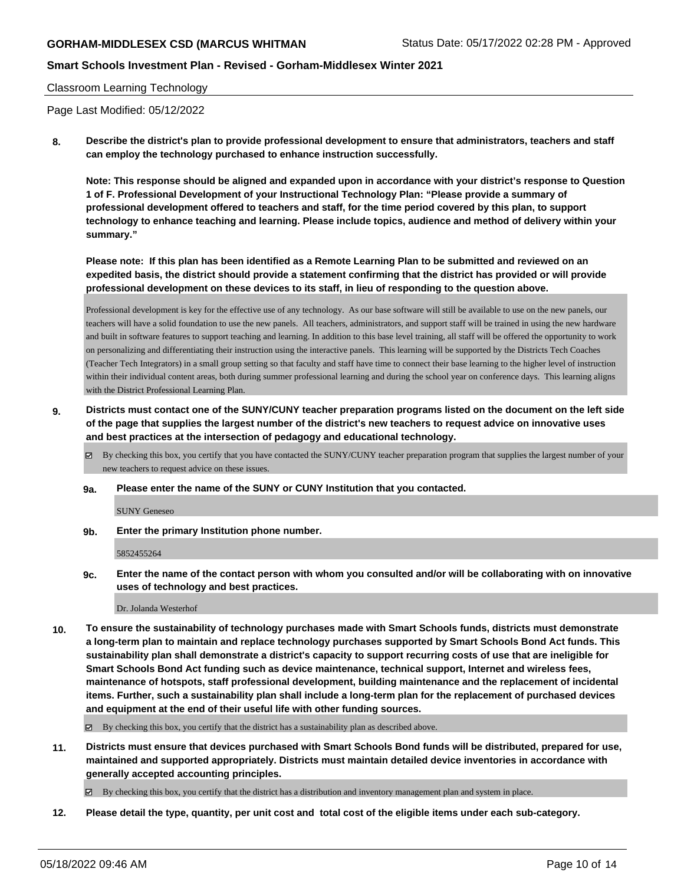Classroom Learning Technology

Page Last Modified: 05/12/2022

**8. Describe the district's plan to provide professional development to ensure that administrators, teachers and staff can employ the technology purchased to enhance instruction successfully.**

**Note: This response should be aligned and expanded upon in accordance with your district's response to Question 1 of F. Professional Development of your Instructional Technology Plan: "Please provide a summary of professional development offered to teachers and staff, for the time period covered by this plan, to support technology to enhance teaching and learning. Please include topics, audience and method of delivery within your summary."**

**Please note: If this plan has been identified as a Remote Learning Plan to be submitted and reviewed on an expedited basis, the district should provide a statement confirming that the district has provided or will provide professional development on these devices to its staff, in lieu of responding to the question above.**

Professional development is key for the effective use of any technology. As our base software will still be available to use on the new panels, our teachers will have a solid foundation to use the new panels. All teachers, administrators, and support staff will be trained in using the new hardware and built in software features to support teaching and learning. In addition to this base level training, all staff will be offered the opportunity to work on personalizing and differentiating their instruction using the interactive panels. This learning will be supported by the Districts Tech Coaches (Teacher Tech Integrators) in a small group setting so that faculty and staff have time to connect their base learning to the higher level of instruction within their individual content areas, both during summer professional learning and during the school year on conference days. This learning aligns with the District Professional Learning Plan.

**9. Districts must contact one of the SUNY/CUNY teacher preparation programs listed on the document on the left side of the page that supplies the largest number of the district's new teachers to request advice on innovative uses and best practices at the intersection of pedagogy and educational technology.**

☑ By checking this box, you certify that you have contacted the SUNY/CUNY teacher preparation program that supplies the largest number of your new teachers to request advice on these issues.

**9a. Please enter the name of the SUNY or CUNY Institution that you contacted.**

SUNY Geneseo

**9b. Enter the primary Institution phone number.**

5852455264

**9c. Enter the name of the contact person with whom you consulted and/or will be collaborating with on innovative uses of technology and best practices.**

Dr. Jolanda Westerhof

**10. To ensure the sustainability of technology purchases made with Smart Schools funds, districts must demonstrate a long-term plan to maintain and replace technology purchases supported by Smart Schools Bond Act funds. This sustainability plan shall demonstrate a district's capacity to support recurring costs of use that are ineligible for Smart Schools Bond Act funding such as device maintenance, technical support, Internet and wireless fees, maintenance of hotspots, staff professional development, building maintenance and the replacement of incidental items. Further, such a sustainability plan shall include a long-term plan for the replacement of purchased devices and equipment at the end of their useful life with other funding sources.**

☑ By checking this box, you certify that the district has a sustainability plan as described above.

**11. Districts must ensure that devices purchased with Smart Schools Bond funds will be distributed, prepared for use, maintained and supported appropriately. Districts must maintain detailed device inventories in accordance with generally accepted accounting principles.**

☑ By checking this box, you certify that the district has a distribution and inventory management plan and system in place.

**12. Please detail the type, quantity, per unit cost and total cost of the eligible items under each sub-category.**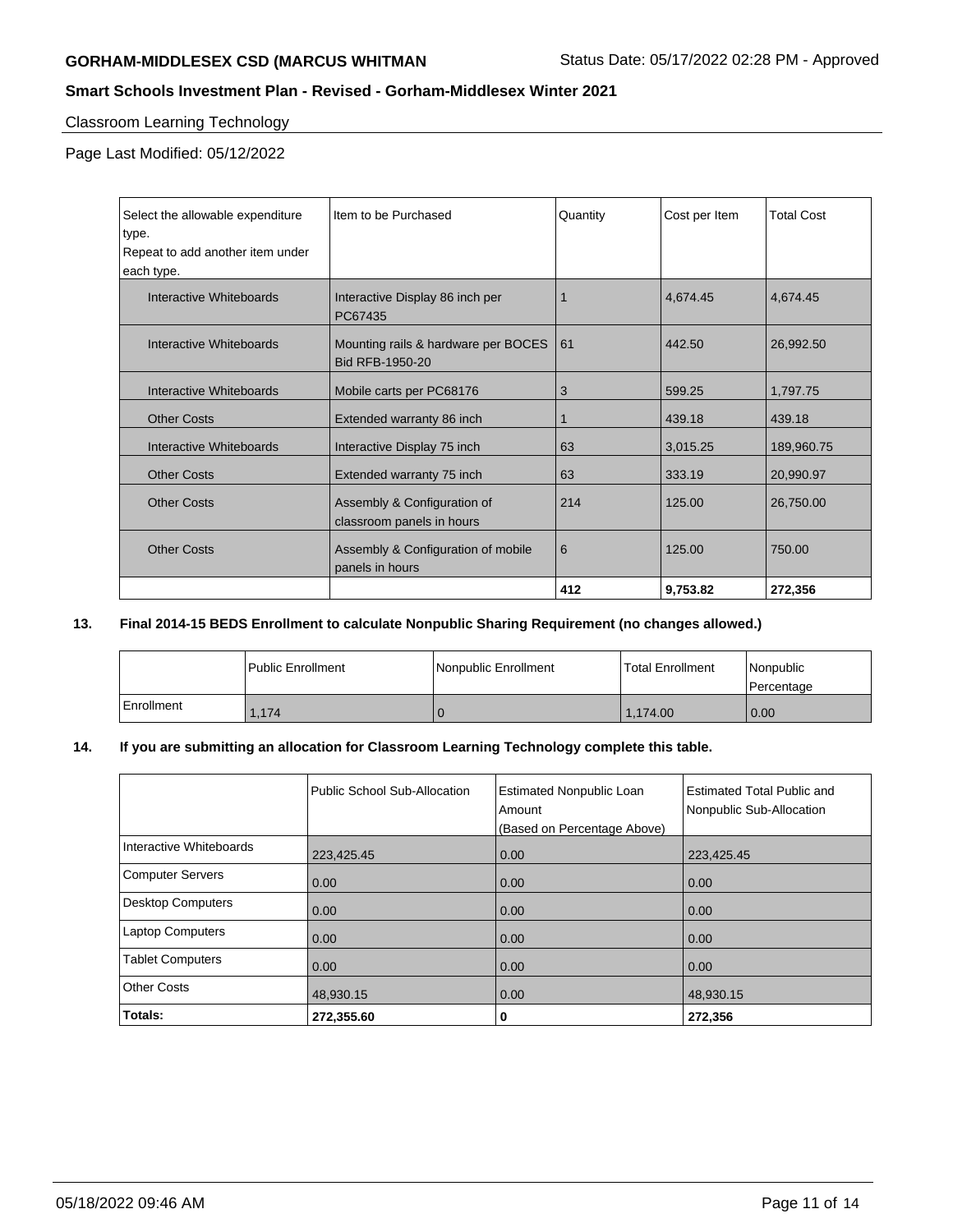Classroom Learning Technology

Page Last Modified: 05/12/2022

| Select the allowable expenditure type. Repeat to add another item under each type. | Item to be Purchased | Quantity | Cost per Item | Total Cost |
|---|---|---|---|---|
| Interactive Whiteboards | Interactive Display 86 inch per PC67435 | 1 | 4,674.45 | 4,674.45 |
| Interactive Whiteboards | Mounting rails & hardware per BOCES Bid RFB-1950-20 | 61 | 442.50 | 26,992.50 |
| Interactive Whiteboards | Mobile carts per PC68176 | 3 | 599.25 | 1,797.75 |
| Other Costs | Extended warranty 86 inch | 1 | 439.18 | 439.18 |
| Interactive Whiteboards | Interactive Display 75 inch | 63 | 3,015.25 | 189,960.75 |
| Other Costs | Extended warranty 75 inch | 63 | 333.19 | 20,990.97 |
| Other Costs | Assembly & Configuration of classroom panels in hours | 214 | 125.00 | 26,750.00 |
| Other Costs | Assembly & Configuration of mobile panels in hours | 6 | 125.00 | 750.00 |
| | | **412** | **9,753.82** | **272,356** |

**13. Final 2014-15 BEDS Enrollment to calculate Nonpublic Sharing Requirement (no changes allowed.)**

| | Public Enrollment | Nonpublic Enrollment | Total Enrollment | Nonpublic Percentage |
|---|---|---|---|---|
| Enrollment | 1,174 | 0 | 1,174.00 | 0.00 |

**14. If you are submitting an allocation for Classroom Learning Technology complete this table.**

| | Public School Sub-Allocation | Estimated Nonpublic Loan Amount (Based on Percentage Above) | Estimated Total Public and Nonpublic Sub-Allocation |
|---|---|---|---|
| Interactive Whiteboards | 223,425.45 | 0.00 | 223,425.45 |
| Computer Servers | 0.00 | 0.00 | 0.00 |
| Desktop Computers | 0.00 | 0.00 | 0.00 |
| Laptop Computers | 0.00 | 0.00 | 0.00 |
| Tablet Computers | 0.00 | 0.00 | 0.00 |
| Other Costs | 48,930.15 | 0.00 | 48,930.15 |
| **Totals:** | **272,355.60** | **0** | **272,356** |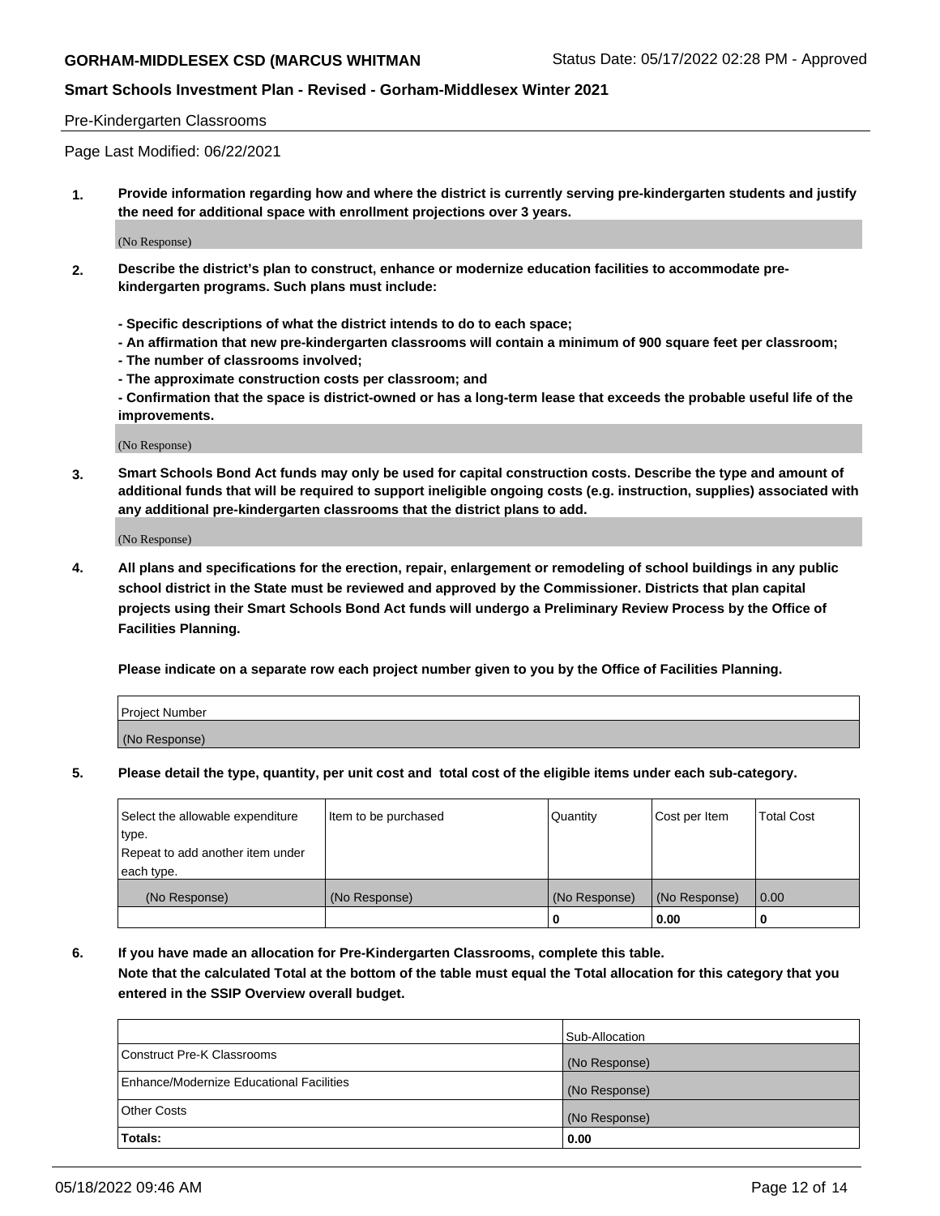## Pre-Kindergarten Classrooms

Page Last Modified: 06/22/2021

**1. Provide information regarding how and where the district is currently serving pre-kindergarten students and justify the need for additional space with enrollment projections over 3 years.**

(No Response)

**2. Describe the district's plan to construct, enhance or modernize education facilities to accommodate pre-kindergarten programs. Such plans must include:**

**- Specific descriptions of what the district intends to do to each space;**
**- An affirmation that new pre-kindergarten classrooms will contain a minimum of 900 square feet per classroom;**
**- The number of classrooms involved;**
**- The approximate construction costs per classroom; and**
**- Confirmation that the space is district-owned or has a long-term lease that exceeds the probable useful life of the improvements.**

(No Response)

**3. Smart Schools Bond Act funds may only be used for capital construction costs. Describe the type and amount of additional funds that will be required to support ineligible ongoing costs (e.g. instruction, supplies) associated with any additional pre-kindergarten classrooms that the district plans to add.**

(No Response)

**4. All plans and specifications for the erection, repair, enlargement or remodeling of school buildings in any public school district in the State must be reviewed and approved by the Commissioner. Districts that plan capital projects using their Smart Schools Bond Act funds will undergo a Preliminary Review Process by the Office of Facilities Planning.**

**Please indicate on a separate row each project number given to you by the Office of Facilities Planning.**

| Project Number |
|---|
| (No Response) |

**5. Please detail the type, quantity, per unit cost and total cost of the eligible items under each sub-category.**

| Select the allowable expenditure type. Repeat to add another item under each type. | Item to be purchased | Quantity | Cost per Item | Total Cost |
|---|---|---|---|---|
| (No Response) | (No Response) | (No Response) | (No Response) | 0.00 |
| | | 0 | 0.00 | 0 |

**6. If you have made an allocation for Pre-Kindergarten Classrooms, complete this table. Note that the calculated Total at the bottom of the table must equal the Total allocation for this category that you entered in the SSIP Overview overall budget.**

| | Sub-Allocation |
|---|---|
| Construct Pre-K Classrooms | (No Response) |
| Enhance/Modernize Educational Facilities | (No Response) |
| Other Costs | (No Response) |
| **Totals:** | **0.00** |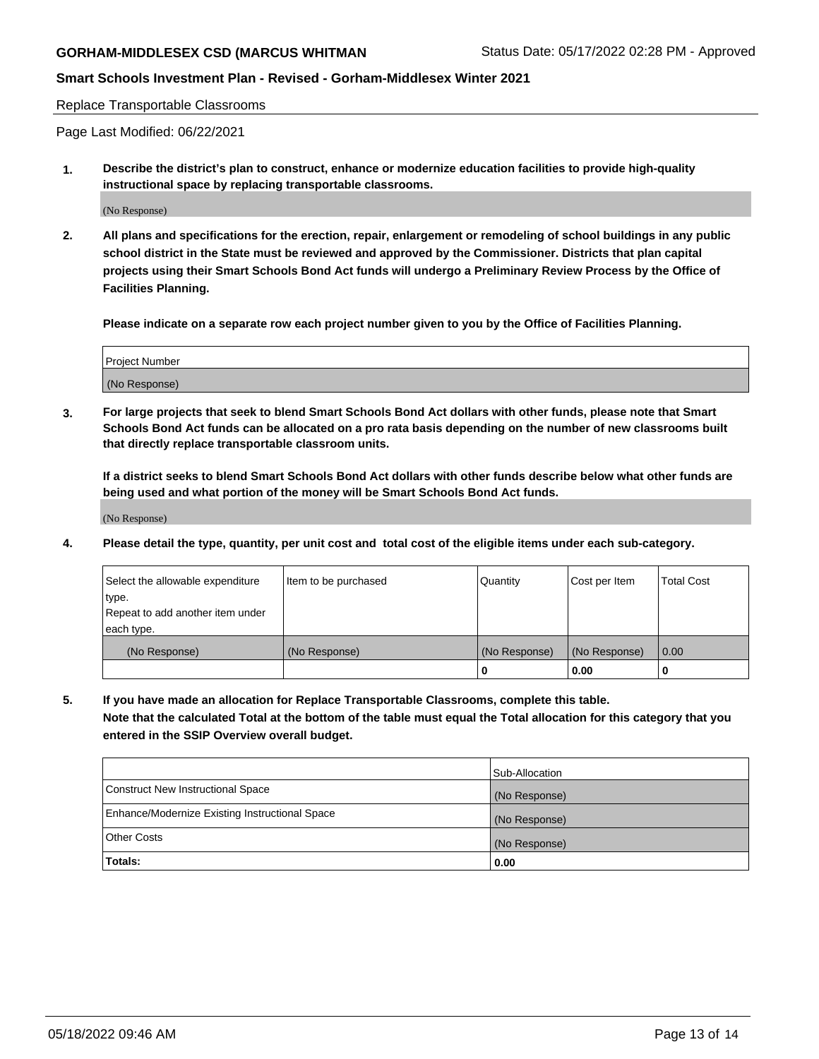Replace Transportable Classrooms

Page Last Modified: 06/22/2021

**1. Describe the district's plan to construct, enhance or modernize education facilities to provide high-quality instructional space by replacing transportable classrooms.**

(No Response)

**2. All plans and specifications for the erection, repair, enlargement or remodeling of school buildings in any public school district in the State must be reviewed and approved by the Commissioner. Districts that plan capital projects using their Smart Schools Bond Act funds will undergo a Preliminary Review Process by the Office of Facilities Planning.**

**Please indicate on a separate row each project number given to you by the Office of Facilities Planning.**

| Project Number |
|---|
| (No Response) |

**3. For large projects that seek to blend Smart Schools Bond Act dollars with other funds, please note that Smart Schools Bond Act funds can be allocated on a pro rata basis depending on the number of new classrooms built that directly replace transportable classroom units.**

**If a district seeks to blend Smart Schools Bond Act dollars with other funds describe below what other funds are being used and what portion of the money will be Smart Schools Bond Act funds.**

(No Response)

**4. Please detail the type, quantity, per unit cost and total cost of the eligible items under each sub-category.**

| Select the allowable expenditure type. Repeat to add another item under each type. | Item to be purchased | Quantity | Cost per Item | Total Cost |
|---|---|---|---|---|
| (No Response) | (No Response) | (No Response) | (No Response) | 0.00 |
| | | 0 | 0.00 | 0 |

**5. If you have made an allocation for Replace Transportable Classrooms, complete this table. Note that the calculated Total at the bottom of the table must equal the Total allocation for this category that you entered in the SSIP Overview overall budget.**

| | Sub-Allocation |
|---|---|
| Construct New Instructional Space | (No Response) |
| Enhance/Modernize Existing Instructional Space | (No Response) |
| Other Costs | (No Response) |
| **Totals:** | 0.00 |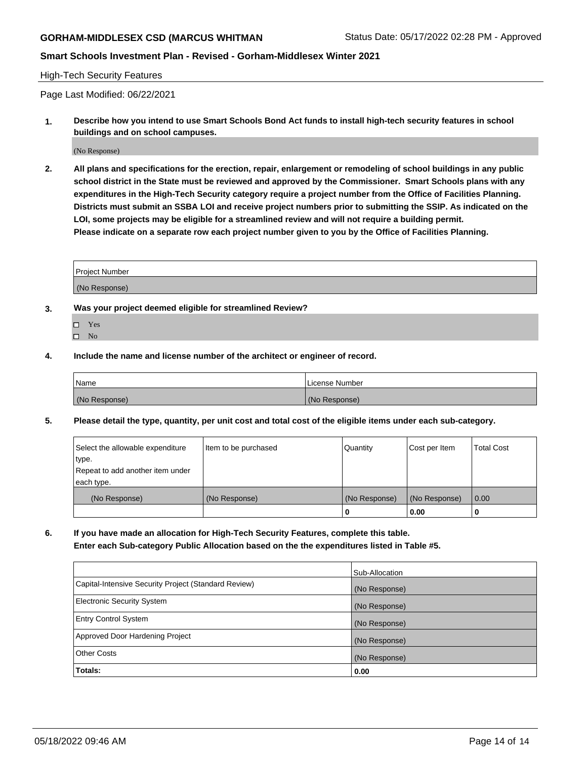High-Tech Security Features

Page Last Modified: 06/22/2021

**1. Describe how you intend to use Smart Schools Bond Act funds to install high-tech security features in school buildings and on school campuses.**

(No Response)

**2. All plans and specifications for the erection, repair, enlargement or remodeling of school buildings in any public school district in the State must be reviewed and approved by the Commissioner. Smart Schools plans with any expenditures in the High-Tech Security category require a project number from the Office of Facilities Planning. Districts must submit an SSBA LOI and receive project numbers prior to submitting the SSIP. As indicated on the LOI, some projects may be eligible for a streamlined review and will not require a building permit. Please indicate on a separate row each project number given to you by the Office of Facilities Planning.**

| Project Number |
| --- |
| (No Response) |

**3. Was your project deemed eligible for streamlined Review?**

- ☐ Yes
- ☐ No

**4. Include the name and license number of the architect or engineer of record.**

| Name | License Number |
| --- | --- |
| (No Response) | (No Response) |

**5. Please detail the type, quantity, per unit cost and total cost of the eligible items under each sub-category.**

| Select the allowable expenditure type. Repeat to add another item under each type. | Item to be purchased | Quantity | Cost per Item | Total Cost |
| --- | --- | --- | --- | --- |
| (No Response) | (No Response) | (No Response) | (No Response) | 0.00 |
| | | 0 | 0.00 | 0 |

**6. If you have made an allocation for High-Tech Security Features, complete this table. Enter each Sub-category Public Allocation based on the the expenditures listed in Table #5.**

| | Sub-Allocation |
| --- | --- |
| Capital-Intensive Security Project (Standard Review) | (No Response) |
| Electronic Security System | (No Response) |
| Entry Control System | (No Response) |
| Approved Door Hardening Project | (No Response) |
| Other Costs | (No Response) |
| **Totals:** | **0.00** |